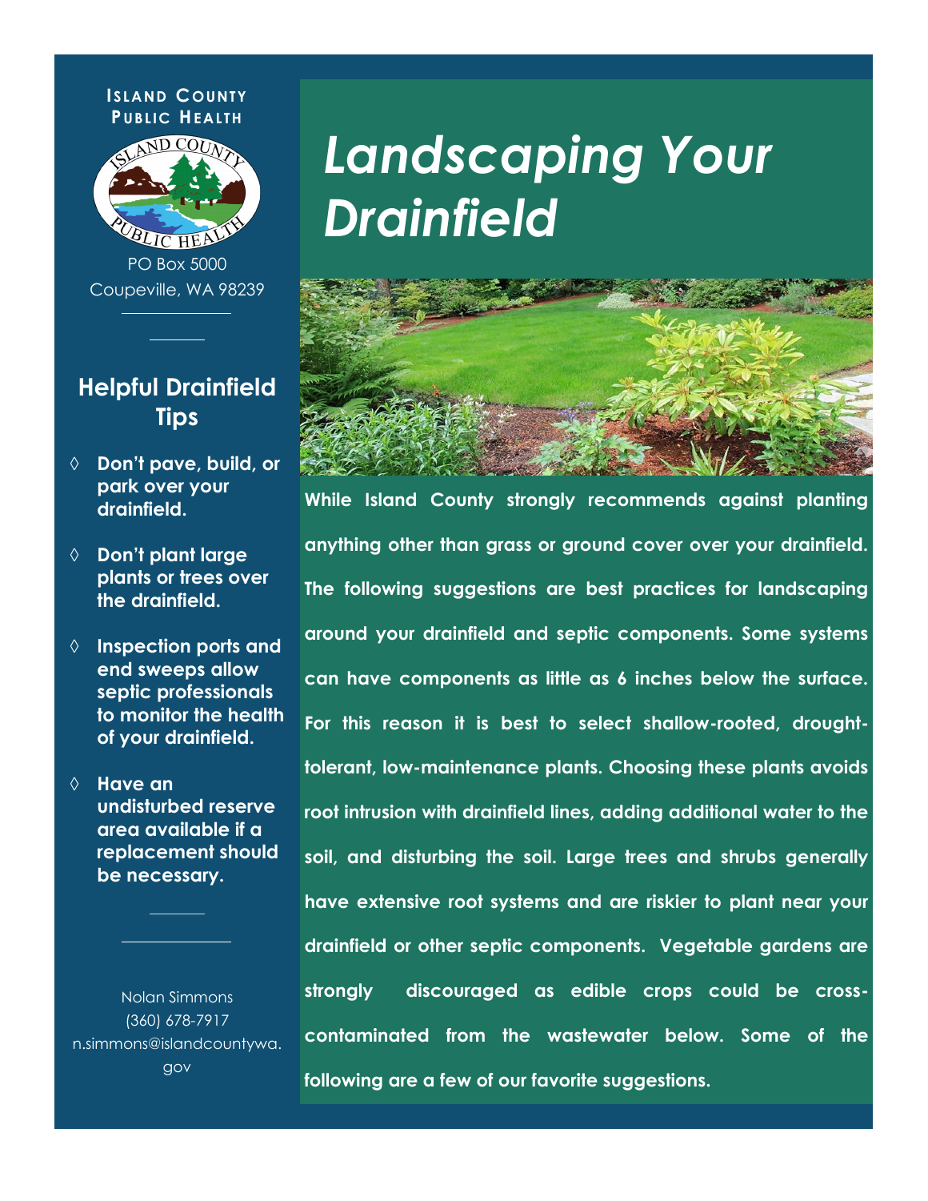**Island County Public Health**

PO Box 5000
Coupeville, WA 98239

# *Landscaping Your Drainfield*

**While Island County strongly recommends against planting anything other than grass or ground cover over your drainfield. The following suggestions are best practices for landscaping around your drainfield and septic components. Some systems can have components as little as 6 inches below the surface. For this reason it is best to select shallow-rooted, drought-tolerant, low-maintenance plants. Choosing these plants avoids root intrusion with drainfield lines, adding additional water to the soil, and disturbing the soil. Large trees and shrubs generally have extensive root systems and are riskier to plant near your drainfield or other septic components. Vegetable gardens are strongly discouraged as edible crops could be cross-contaminated from the wastewater below. Some of the following are a few of our favorite suggestions.**

## Helpful Drainfield Tips

- **Don't pave, build, or park over your drainfield.**
- **Don't plant large plants or trees over the drainfield.**
- **Inspection ports and end sweeps allow septic professionals to monitor the health of your drainfield.**
- **Have an undisturbed reserve area available if a replacement should be necessary.**

Nolan Simmons
(360) 678-7917
n.simmons@islandcountywa.gov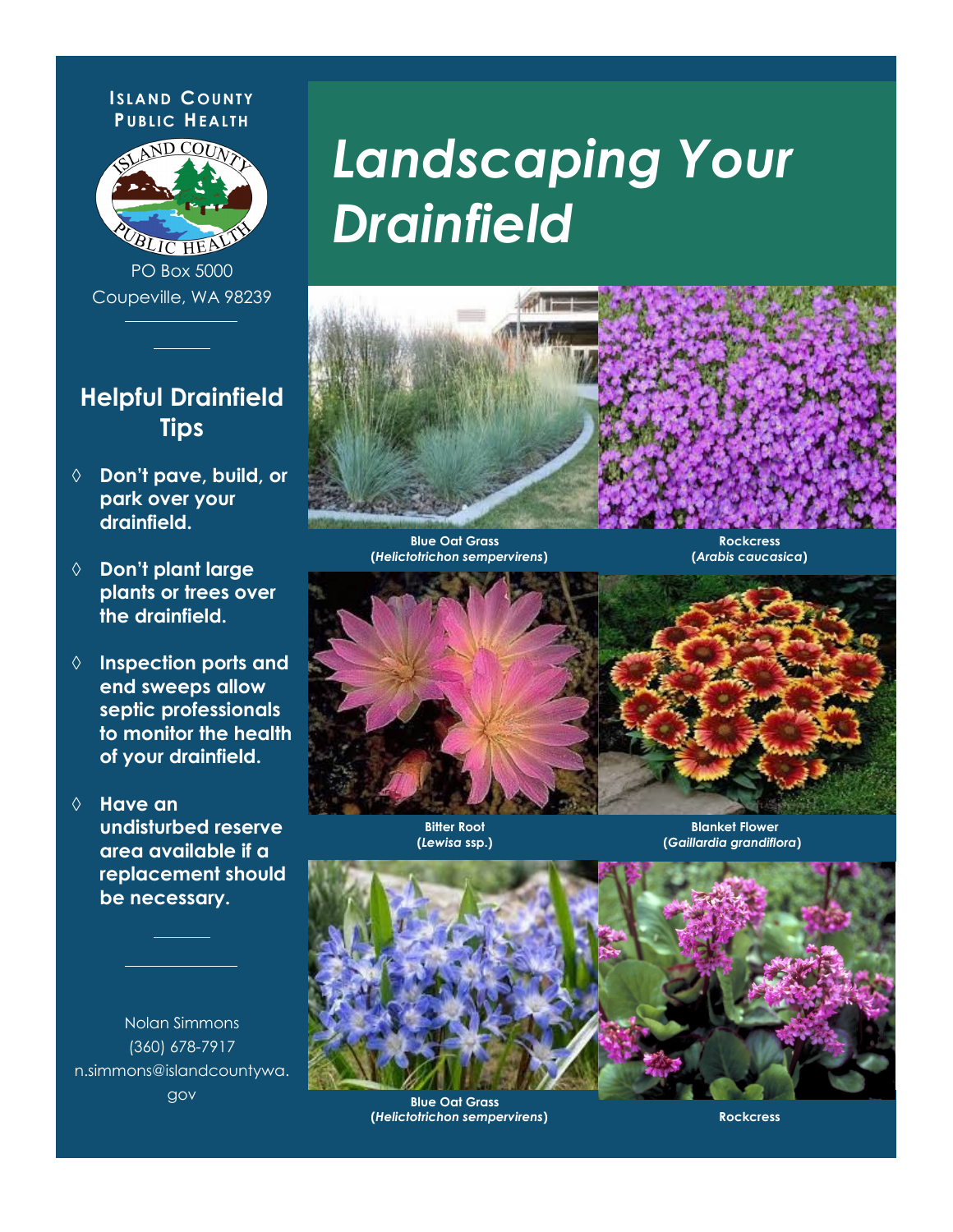**Island County Public Health**

PO Box 5000
Coupeville, WA 98239

## Helpful Drainfield Tips

- **Don't pave, build, or park over your drainfield.**
- **Don't plant large plants or trees over the drainfield.**
- **Inspection ports and end sweeps allow septic professionals to monitor the health of your drainfield.**
- **Have an undisturbed reserve area available if a replacement should be necessary.**

Nolan Simmons
(360) 678-7917
n.simmons@islandcountywa.gov

# *Landscaping Your Drainfield*

**Blue Oat Grass (*Helictotrichon sempervirens*)**

**Rockcress (*Arabis caucasica*)**

**Bitter Root (*Lewisa* ssp.)**

**Blanket Flower (*Gaillardia grandiflora*)**

**Blue Oat Grass (*Helictotrichon sempervirens*)**

**Rockcress**